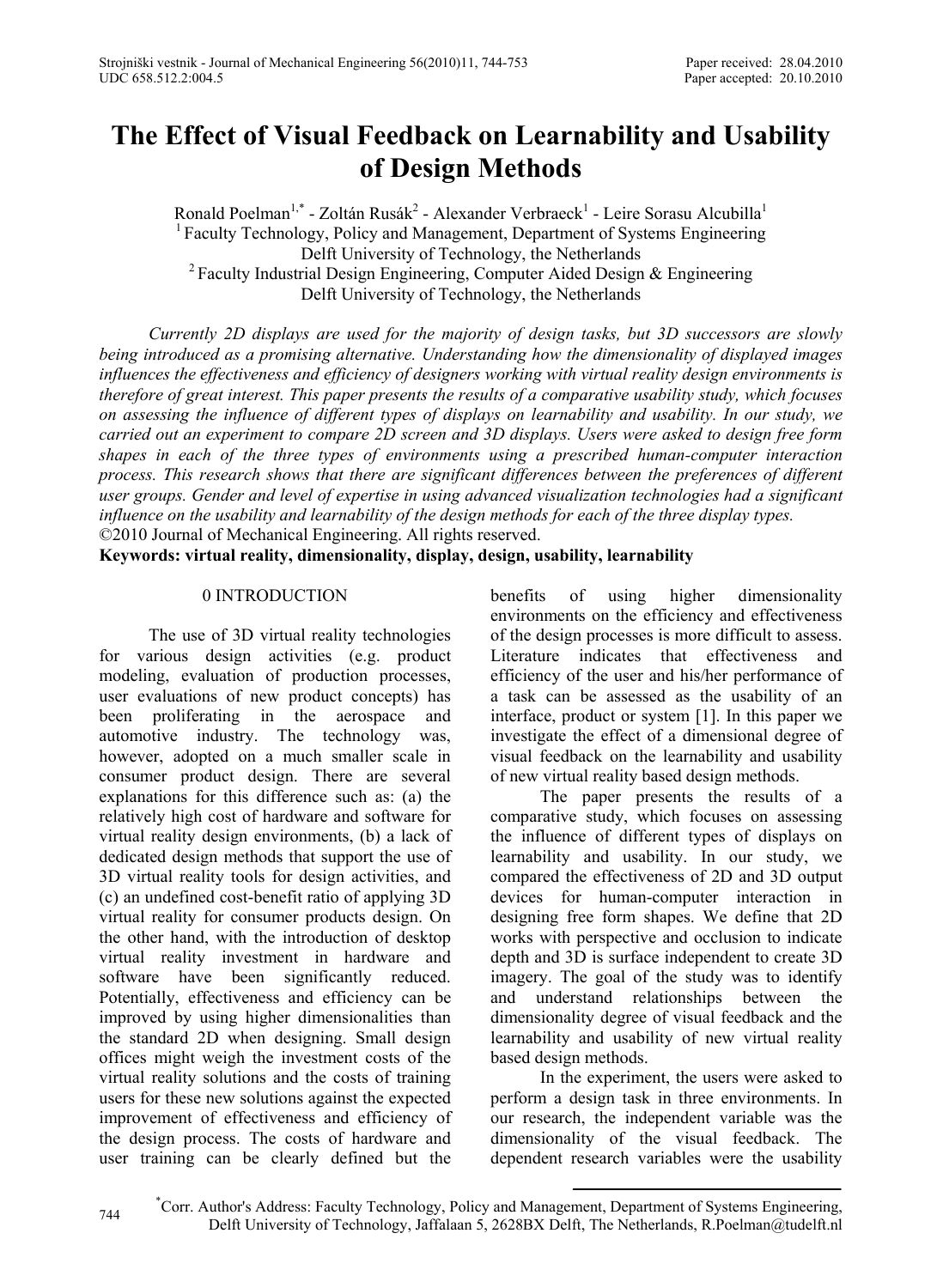# The Effect of Visual Feedback on Learnability and Usability of Design Methods

Ronald Poelman[1,*] - Zoltán Rusák[2] - Alexander Verbraeck[1] - Leire Sorasu Alcubilla[1]

[1] Faculty Technology, Policy and Management, Department of Systems Engineering Delft University of Technology, the Netherlands

[2] Faculty Industrial Design Engineering, Computer Aided Design & Engineering Delft University of Technology, the Netherlands

*Currently 2D displays are used for the majority of design tasks, but 3D successors are slowly being introduced as a promising alternative. Understanding how the dimensionality of displayed images influences the effectiveness and efficiency of designers working with virtual reality design environments is therefore of great interest. This paper presents the results of a comparative usability study, which focuses on assessing the influence of different types of displays on learnability and usability. In our study, we carried out an experiment to compare 2D screen and 3D displays. Users were asked to design free form shapes in each of the three types of environments using a prescribed human-computer interaction process. This research shows that there are significant differences between the preferences of different user groups. Gender and level of expertise in using advanced visualization technologies had a significant influence on the usability and learnability of the design methods for each of the three display types.*

©2010 Journal of Mechanical Engineering. All rights reserved.

**Keywords: virtual reality, dimensionality, display, design, usability, learnability**

## 0 INTRODUCTION

The use of 3D virtual reality technologies for various design activities (e.g. product modeling, evaluation of production processes, user evaluations of new product concepts) has been proliferating in the aerospace and automotive industry. The technology was, however, adopted on a much smaller scale in consumer product design. There are several explanations for this difference such as: (a) the relatively high cost of hardware and software for virtual reality design environments, (b) a lack of dedicated design methods that support the use of 3D virtual reality tools for design activities, and (c) an undefined cost-benefit ratio of applying 3D virtual reality for consumer products design. On the other hand, with the introduction of desktop virtual reality investment in hardware and software have been significantly reduced. Potentially, effectiveness and efficiency can be improved by using higher dimensionalities than the standard 2D when designing. Small design offices might weigh the investment costs of the virtual reality solutions and the costs of training users for these new solutions against the expected improvement of effectiveness and efficiency of the design process. The costs of hardware and user training can be clearly defined but the benefits of using higher dimensionality environments on the efficiency and effectiveness of the design processes is more difficult to assess. Literature indicates that effectiveness and efficiency of the user and his/her performance of a task can be assessed as the usability of an interface, product or system [1]. In this paper we investigate the effect of a dimensional degree of visual feedback on the learnability and usability of new virtual reality based design methods.

The paper presents the results of a comparative study, which focuses on assessing the influence of different types of displays on learnability and usability. In our study, we compared the effectiveness of 2D and 3D output devices for human-computer interaction in designing free form shapes. We define that 2D works with perspective and occlusion to indicate depth and 3D is surface independent to create 3D imagery. The goal of the study was to identify and understand relationships between the dimensionality degree of visual feedback and the learnability and usability of new virtual reality based design methods.

In the experiment, the users were asked to perform a design task in three environments. In our research, the independent variable was the dimensionality of the visual feedback. The dependent research variables were the usability

---

*Corr. Author's Address: Faculty Technology, Policy and Management, Department of Systems Engineering, Delft University of Technology, Jaffalaan 5, 2628BX Delft, The Netherlands, R.Poelman@tudelft.nl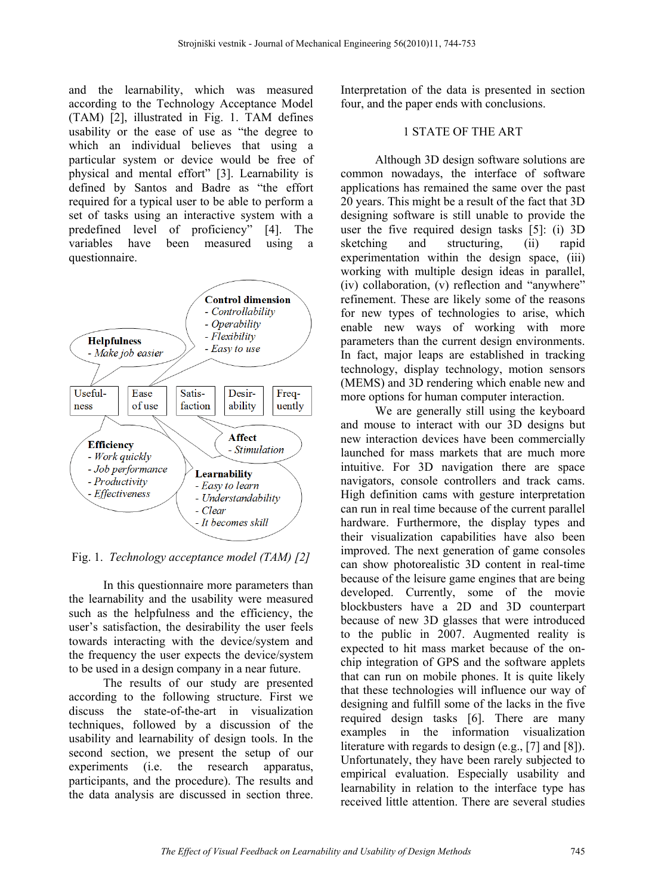and the learnability, which was measured according to the Technology Acceptance Model (TAM) [2], illustrated in Fig. 1. TAM defines usability or the ease of use as "the degree to which an individual believes that using a particular system or device would be free of physical and mental effort" [3]. Learnability is defined by Santos and Badre as "the effort required for a typical user to be able to perform a set of tasks using an interactive system with a predefined level of proficiency" [4]. The variables have been measured using a questionnaire.

Control dimension
- Controllability
- Operability
- Flexibility
- Easy to use

Helpfulness
- Make job easier

Useful-ness
Ease of use
Satis-faction
Desir-ability
Freq-uently

Affect
- Stimulation

Efficiency
- Work quickly
- Job performance
- Productivity
- Effectiveness

Learnability
- Easy to learn
- Understandability
- Clear
- It becomes skill

Fig. 1. *Technology acceptance model (TAM) [2]*

In this questionnaire more parameters than the learnability and the usability were measured such as the helpfulness and the efficiency, the user's satisfaction, the desirability the user feels towards interacting with the device/system and the frequency the user expects the device/system to be used in a design company in a near future.

The results of our study are presented according to the following structure. First we discuss the state-of-the-art in visualization techniques, followed by a discussion of the usability and learnability of design tools. In the second section, we present the setup of our experiments (i.e. the research apparatus, participants, and the procedure). The results and the data analysis are discussed in section three. Interpretation of the data is presented in section four, and the paper ends with conclusions.

## 1 STATE OF THE ART

Although 3D design software solutions are common nowadays, the interface of software applications has remained the same over the past 20 years. This might be a result of the fact that 3D designing software is still unable to provide the user the five required design tasks [5]: (i) 3D sketching and structuring, (ii) rapid experimentation within the design space, (iii) working with multiple design ideas in parallel, (iv) collaboration, (v) reflection and "anywhere" refinement. These are likely some of the reasons for new types of technologies to arise, which enable new ways of working with more parameters than the current design environments. In fact, major leaps are established in tracking technology, display technology, motion sensors (MEMS) and 3D rendering which enable new and more options for human computer interaction.

We are generally still using the keyboard and mouse to interact with our 3D designs but new interaction devices have been commercially launched for mass markets that are much more intuitive. For 3D navigation there are space navigators, console controllers and track cams. High definition cams with gesture interpretation can run in real time because of the current parallel hardware. Furthermore, the display types and their visualization capabilities have also been improved. The next generation of game consoles can show photorealistic 3D content in real-time because of the leisure game engines that are being developed. Currently, some of the movie blockbusters have a 2D and 3D counterpart because of new 3D glasses that were introduced to the public in 2007. Augmented reality is expected to hit mass market because of the on-chip integration of GPS and the software applets that can run on mobile phones. It is quite likely that these technologies will influence our way of designing and fulfill some of the lacks in the five required design tasks [6]. There are many examples in the information visualization literature with regards to design (e.g., [7] and [8]). Unfortunately, they have been rarely subjected to empirical evaluation. Especially usability and learnability in relation to the interface type has received little attention. There are several studies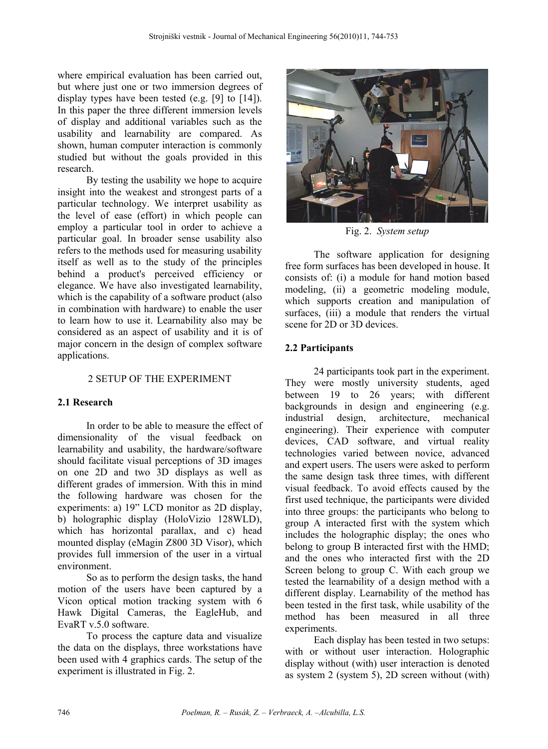where empirical evaluation has been carried out, but where just one or two immersion degrees of display types have been tested (e.g. [9] to [14]). In this paper the three different immersion levels of display and additional variables such as the usability and learnability are compared. As shown, human computer interaction is commonly studied but without the goals provided in this research.

By testing the usability we hope to acquire insight into the weakest and strongest parts of a particular technology. We interpret usability as the level of ease (effort) in which people can employ a particular tool in order to achieve a particular goal. In broader sense usability also refers to the methods used for measuring usability itself as well as to the study of the principles behind a product's perceived efficiency or elegance. We have also investigated learnability, which is the capability of a software product (also in combination with hardware) to enable the user to learn how to use it. Learnability also may be considered as an aspect of usability and it is of major concern in the design of complex software applications.

## 2 SETUP OF THE EXPERIMENT

### 2.1 Research

In order to be able to measure the effect of dimensionality of the visual feedback on learnability and usability, the hardware/software should facilitate visual perceptions of 3D images on one 2D and two 3D displays as well as different grades of immersion. With this in mind the following hardware was chosen for the experiments: a) 19" LCD monitor as 2D display, b) holographic display (HoloVizio 128WLD), which has horizontal parallax, and c) head mounted display (eMagin Z800 3D Visor), which provides full immersion of the user in a virtual environment.

So as to perform the design tasks, the hand motion of the users have been captured by a Vicon optical motion tracking system with 6 Hawk Digital Cameras, the EagleHub, and EvaRT v.5.0 software.

To process the capture data and visualize the data on the displays, three workstations have been used with 4 graphics cards. The setup of the experiment is illustrated in Fig. 2.

Fig. 2. *System setup*

The software application for designing free form surfaces has been developed in house. It consists of: (i) a module for hand motion based modeling, (ii) a geometric modeling module, which supports creation and manipulation of surfaces, (iii) a module that renders the virtual scene for 2D or 3D devices.

### 2.2 Participants

24 participants took part in the experiment. They were mostly university students, aged between 19 to 26 years; with different backgrounds in design and engineering (e.g. industrial design, architecture, mechanical engineering). Their experience with computer devices, CAD software, and virtual reality technologies varied between novice, advanced and expert users. The users were asked to perform the same design task three times, with different visual feedback. To avoid effects caused by the first used technique, the participants were divided into three groups: the participants who belong to group A interacted first with the system which includes the holographic display; the ones who belong to group B interacted first with the HMD; and the ones who interacted first with the 2D Screen belong to group C. With each group we tested the learnability of a design method with a different display. Learnability of the method has been tested in the first task, while usability of the method has been measured in all three experiments.

Each display has been tested in two setups: with or without user interaction. Holographic display without (with) user interaction is denoted as system 2 (system 5), 2D screen without (with)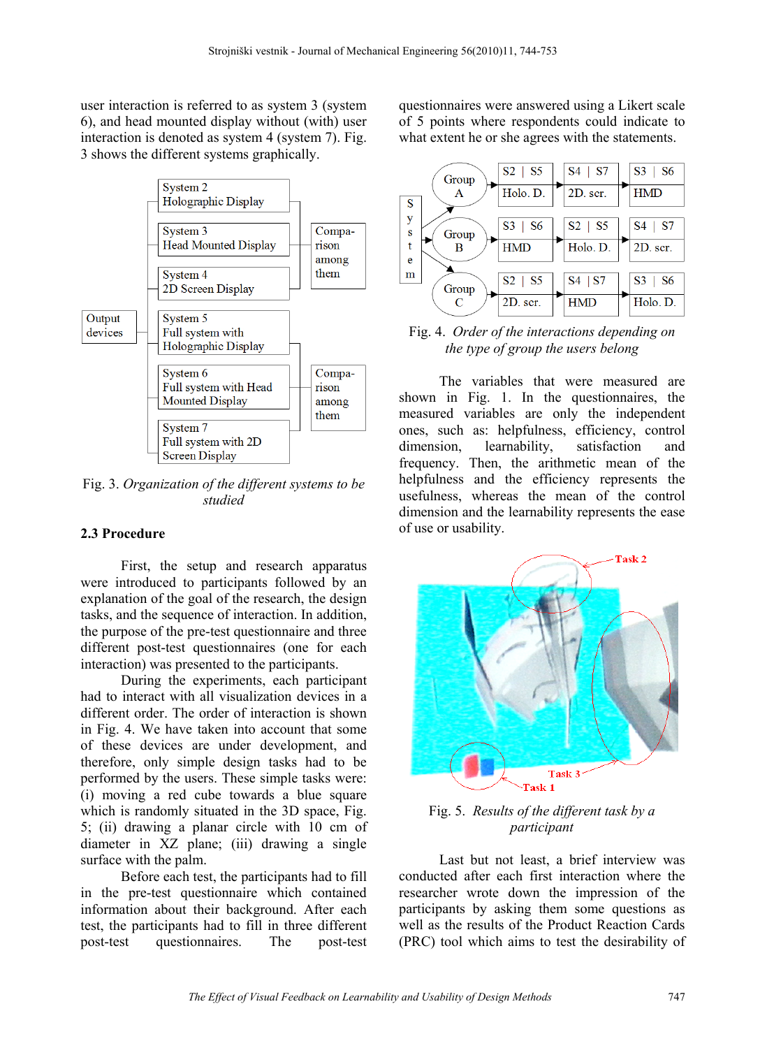user interaction is referred to as system 3 (system 6), and head mounted display without (with) user interaction is denoted as system 4 (system 7). Fig. 3 shows the different systems graphically.

Output devices

System 2
Holographic Display

System 3
Head Mounted Display

System 4
2D Screen Display

Compa-rison among them

System 5
Full system with Holographic Display

System 6
Full system with Head Mounted Display

System 7
Full system with 2D Screen Display

Compa-rison among them

Fig. 3. *Organization of the different systems to be studied*

### 2.3 Procedure

First, the setup and research apparatus were introduced to participants followed by an explanation of the goal of the research, the design tasks, and the sequence of interaction. In addition, the purpose of the pre-test questionnaire and three different post-test questionnaires (one for each interaction) was presented to the participants.

During the experiments, each participant had to interact with all visualization devices in a different order. The order of interaction is shown in Fig. 4. We have taken into account that some of these devices are under development, and therefore, only simple design tasks had to be performed by the users. These simple tasks were: (i) moving a red cube towards a blue square which is randomly situated in the 3D space, Fig. 5; (ii) drawing a planar circle with 10 cm of diameter in XZ plane; (iii) drawing a single surface with the palm.

Before each test, the participants had to fill in the pre-test questionnaire which contained information about their background. After each test, the participants had to fill in three different post-test questionnaires. The post-test questionnaires were answered using a Likert scale of 5 points where respondents could indicate to what extent he or she agrees with the statements.

System

Group A: S2 | S5 Holo. D. → S4 | S7 2D. scr. → S3 | S6 HMD

Group B: S3 | S6 HMD → S2 | S5 Holo. D. → S4 | S7 2D. scr.

Group C: S2 | S5 2D. scr. → S4 | S7 HMD → S3 | S6 Holo. D.

Fig. 4. *Order of the interactions depending on the type of group the users belong*

The variables that were measured are shown in Fig. 1. In the questionnaires, the measured variables are only the independent ones, such as: helpfulness, efficiency, control dimension, learnability, satisfaction and frequency. Then, the arithmetic mean of the helpfulness and the efficiency represents the usefulness, whereas the mean of the control dimension and the learnability represents the ease of use or usability.

Task 2

Task 3

Task 1

Fig. 5. *Results of the different task by a participant*

Last but not least, a brief interview was conducted after each first interaction where the researcher wrote down the impression of the participants by asking them some questions as well as the results of the Product Reaction Cards (PRC) tool which aims to test the desirability of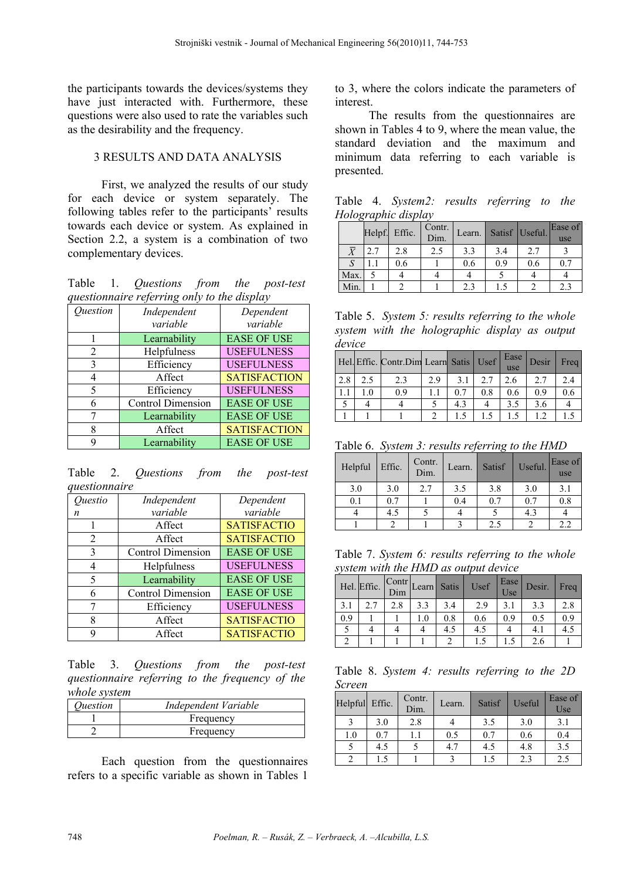the participants towards the devices/systems they have just interacted with. Furthermore, these questions were also used to rate the variables such as the desirability and the frequency.

## 3 RESULTS AND DATA ANALYSIS

First, we analyzed the results of our study for each device or system separately. The following tables refer to the participants' results towards each device or system. As explained in Section 2.2, a system is a combination of two complementary devices.

Table 1. *Questions from the post-test questionnaire referring only to the display*

| *Question* | *Independent variable* | *Dependent variable* |
|---|---|---|
| 1 | Learnability | EASE OF USE |
| 2 | Helpfulness | USEFULNESS |
| 3 | Efficiency | USEFULNESS |
| 4 | Affect | SATISFACTION |
| 5 | Efficiency | USEFULNESS |
| 6 | Control Dimension | EASE OF USE |
| 7 | Learnability | EASE OF USE |
| 8 | Affect | SATISFACTION |
| 9 | Learnability | EASE OF USE |

Table 2. *Questions from the post-test questionnaire*

| *Question* | *Independent variable* | *Dependent variable* |
|---|---|---|
| 1 | Affect | SATISFACTIO |
| 2 | Affect | SATISFACTIO |
| 3 | Control Dimension | EASE OF USE |
| 4 | Helpfulness | USEFULNESS |
| 5 | Learnability | EASE OF USE |
| 6 | Control Dimension | EASE OF USE |
| 7 | Efficiency | USEFULNESS |
| 8 | Affect | SATISFACTIO |
| 9 | Affect | SATISFACTIO |

Table 3. *Questions from the post-test questionnaire referring to the frequency of the whole system*

| *Question* | *Independent Variable* |
|---|---|
| 1 | Frequency |
| 2 | Frequency |

Each question from the questionnaires refers to a specific variable as shown in Tables 1 to 3, where the colors indicate the parameters of interest.

The results from the questionnaires are shown in Tables 4 to 9, where the mean value, the standard deviation and the maximum and minimum data referring to each variable is presented.

Table 4. *System2: results referring to the Holographic display*

| | Helpf. | Effic. | Contr. Dim. | Learn. | Satisf | Useful. | Ease of use |
|---|---|---|---|---|---|---|---|
| $\bar{X}$ | 2.7 | 2.8 | 2.5 | 3.3 | 3.4 | 2.7 | 3 |
| $S$ | 1.1 | 0.6 | 1 | 0.6 | 0.9 | 0.6 | 0.7 |
| Max. | 5 | 4 | 4 | 4 | 5 | 4 | 4 |
| Min. | 1 | 2 | 1 | 2.3 | 1.5 | 2 | 2.3 |

Table 5. *System 5: results referring to the whole system with the holographic display as output device*

| Hel. | Effic. | Contr.Dim | Learn | Satis | Usef | Ease use | Desir | Freq |
|---|---|---|---|---|---|---|---|---|
| 2.8 | 2.5 | 2.3 | 2.9 | 3.1 | 2.7 | 2.6 | 2.7 | 2.4 |
| 1.1 | 1.0 | 0.9 | 1.1 | 0.7 | 0.8 | 0.6 | 0.9 | 0.6 |
| 5 | 4 | 4 | 5 | 4.3 | 4 | 3.5 | 3.6 | 4 |
| 1 | 1 | 1 | 2 | 1.5 | 1.5 | 1.5 | 1.2 | 1.5 |

Table 6. *System 3: results referring to the HMD*

| Helpful | Effic. | Contr. Dim. | Learn. | Satisf | Useful. | Ease of use |
|---|---|---|---|---|---|---|
| 3.0 | 3.0 | 2.7 | 3.5 | 3.8 | 3.0 | 3.1 |
| 0.1 | 0.7 | 1 | 0.4 | 0.7 | 0.7 | 0.8 |
| 4 | 4.5 | 5 | 4 | 5 | 4.3 | 4 |
| 1 | 2 | 1 | 3 | 2.5 | 2 | 2.2 |

Table 7. *System 6: results referring to the whole system with the HMD as output device*

| Hel. | Effic. | Contr Dim | Learn | Satis | Usef | Ease Use | Desir. | Freq |
|---|---|---|---|---|---|---|---|---|
| 3.1 | 2.7 | 2.8 | 3.3 | 3.4 | 2.9 | 3.1 | 3.3 | 2.8 |
| 0.9 | 1 | 1 | 1.0 | 0.8 | 0.6 | 0.9 | 0.5 | 0.9 |
| 5 | 4 | 4 | 4 | 4.5 | 4.5 | 4 | 4.1 | 4.5 |
| 2 | 1 | 1 | 1 | 2 | 1.5 | 1.5 | 2.6 | 1 |

Table 8. *System 4: results referring to the 2D Screen*

| Helpful | Effic. | Contr. Dim. | Learn. | Satisf | Useful | Ease of Use |
|---|---|---|---|---|---|---|
| 3 | 3.0 | 2.8 | 4 | 3.5 | 3.0 | 3.1 |
| 1.0 | 0.7 | 1.1 | 0.5 | 0.7 | 0.6 | 0.4 |
| 5 | 4.5 | 5 | 4.7 | 4.5 | 4.8 | 3.5 |
| 2 | 1.5 | 1 | 3 | 1.5 | 2.3 | 2.5 |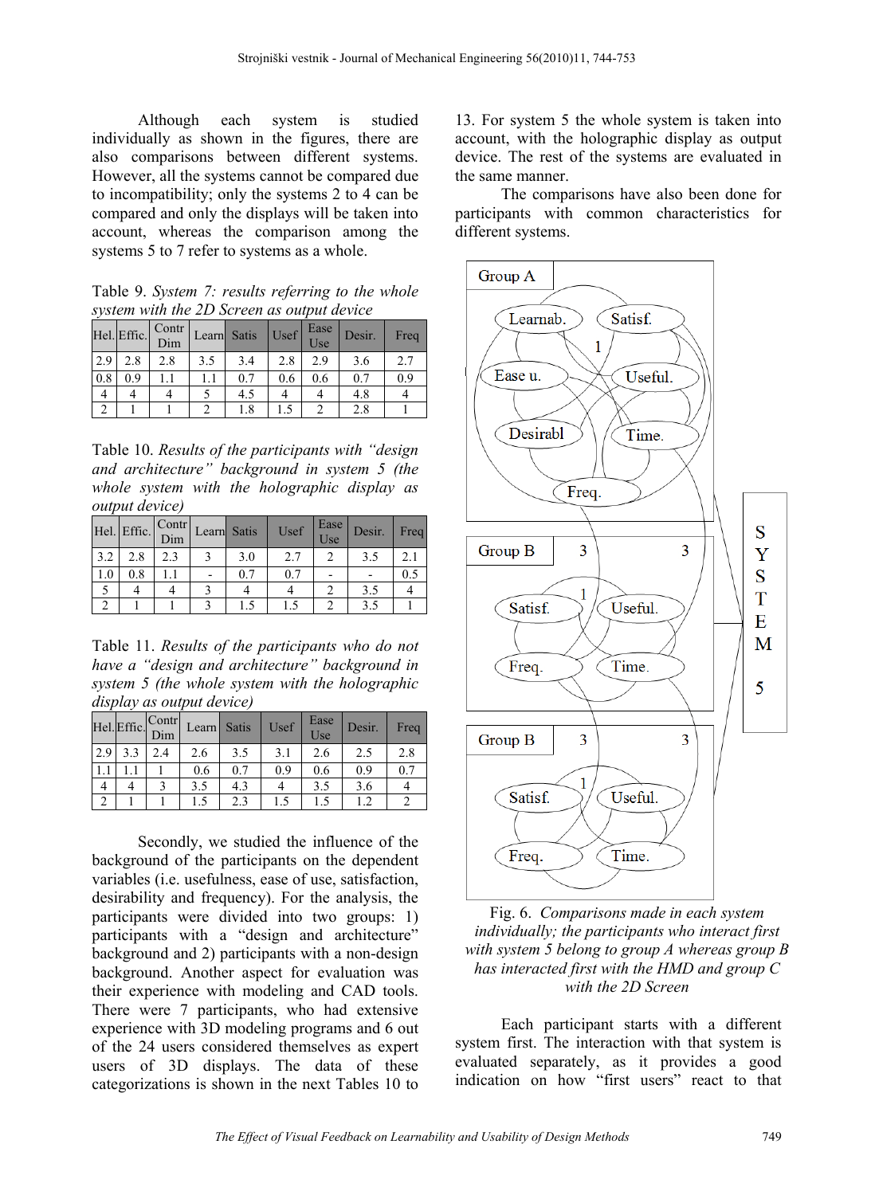Although each system is studied individually as shown in the figures, there are also comparisons between different systems. However, all the systems cannot be compared due to incompatibility; only the systems 2 to 4 can be compared and only the displays will be taken into account, whereas the comparison among the systems 5 to 7 refer to systems as a whole.

Table 9. *System 7: results referring to the whole system with the 2D Screen as output device*

| Hel. | Effic. | Contr Dim | Learn | Satis | Usef | Ease Use | Desir. | Freq |
|---|---|---|---|---|---|---|---|---|
| 2.9 | 2.8 | 2.8 | 3.5 | 3.4 | 2.8 | 2.9 | 3.6 | 2.7 |
| 0.8 | 0.9 | 1.1 | 1.1 | 0.7 | 0.6 | 0.6 | 0.7 | 0.9 |
| 4 | 4 | 4 | 5 | 4.5 | 4 | 4 | 4.8 | 4 |
| 2 | 1 | 1 | 2 | 1.8 | 1.5 | 2 | 2.8 | 1 |

Table 10. *Results of the participants with "design and architecture" background in system 5 (the whole system with the holographic display as output device)*

| Hel. | Effic. | Contr Dim | Learn | Satis | Usef | Ease Use | Desir. | Freq |
|---|---|---|---|---|---|---|---|---|
| 3.2 | 2.8 | 2.3 | 3 | 3.0 | 2.7 | 2 | 3.5 | 2.1 |
| 1.0 | 0.8 | 1.1 | - | 0.7 | 0.7 | - | - | 0.5 |
| 5 | 4 | 4 | 3 | 4 | 4 | 2 | 3.5 | 4 |
| 2 | 1 | 1 | 3 | 1.5 | 1.5 | 2 | 3.5 | 1 |

Table 11. *Results of the participants who do not have a "design and architecture" background in system 5 (the whole system with the holographic display as output device)*

| Hel. | Effic. | Contr Dim | Learn | Satis | Usef | Ease Use | Desir. | Freq |
|---|---|---|---|---|---|---|---|---|
| 2.9 | 3.3 | 2.4 | 2.6 | 3.5 | 3.1 | 2.6 | 2.5 | 2.8 |
| 1.1 | 1.1 | 1 | 0.6 | 0.7 | 0.9 | 0.6 | 0.9 | 0.7 |
| 4 | 4 | 3 | 3.5 | 4.3 | 4 | 3.5 | 3.6 | 4 |
| 2 | 1 | 1 | 1.5 | 2.3 | 1.5 | 1.5 | 1.2 | 2 |

Secondly, we studied the influence of the background of the participants on the dependent variables (i.e. usefulness, ease of use, satisfaction, desirability and frequency). For the analysis, the participants were divided into two groups: 1) participants with a "design and architecture" background and 2) participants with a non-design background. Another aspect for evaluation was their experience with modeling and CAD tools. There were 7 participants, who had extensive experience with 3D modeling programs and 6 out of the 24 users considered themselves as expert users of 3D displays. The data of these categorizations is shown in the next Tables 10 to 13. For system 5 the whole system is taken into account, with the holographic display as output device. The rest of the systems are evaluated in the same manner.

The comparisons have also been done for participants with common characteristics for different systems.

Group A
Learnab.
Satisf.
1
Ease u.
Useful.
Desirabl
Time.
Freq.
Group B
3
3
1
Satisf.
Useful.
Freq.
Time.
Group B
3
3
1
Satisf.
Useful.
Freq.
Time.
SYSTEM 5

Fig. 6. *Comparisons made in each system individually; the participants who interact first with system 5 belong to group A whereas group B has interacted first with the HMD and group C with the 2D Screen*

Each participant starts with a different system first. The interaction with that system is evaluated separately, as it provides a good indication on how "first users" react to that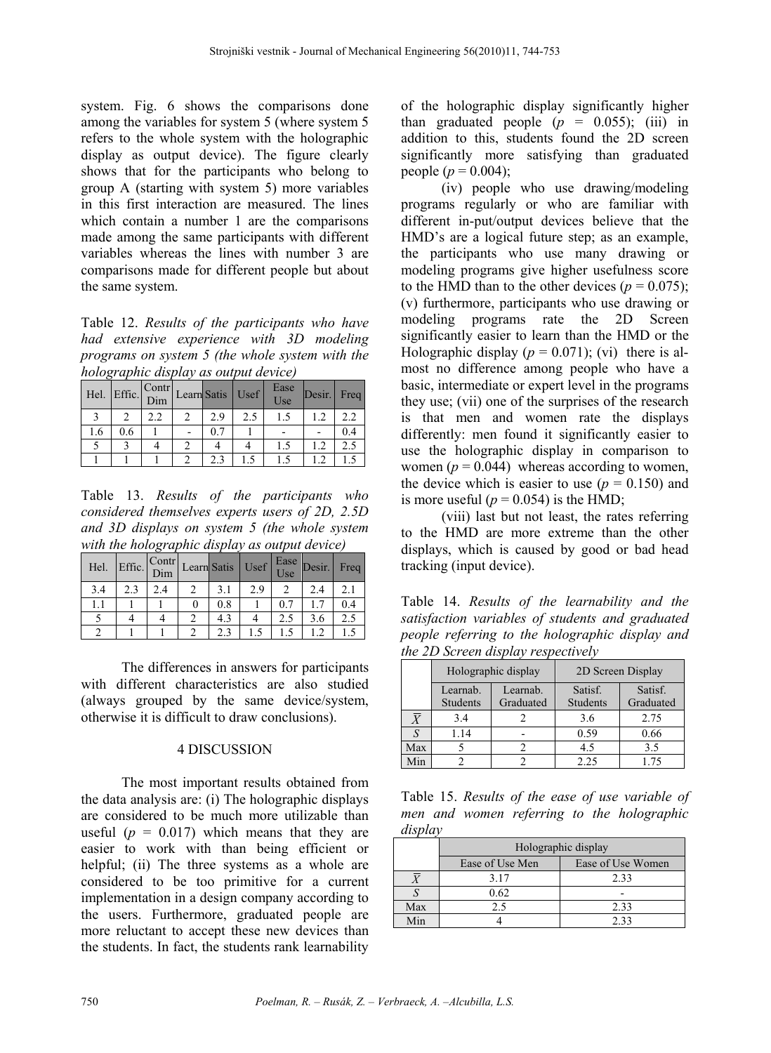system. Fig. 6 shows the comparisons done among the variables for system 5 (where system 5 refers to the whole system with the holographic display as output device). The figure clearly shows that for the participants who belong to group A (starting with system 5) more variables in this first interaction are measured. The lines which contain a number 1 are the comparisons made among the same participants with different variables whereas the lines with number 3 are comparisons made for different people but about the same system.

Table 12. *Results of the participants who have had extensive experience with 3D modeling programs on system 5 (the whole system with the holographic display as output device)*

| Hel. | Effic. | Contr Dim | Learn | Satis | Usef | Ease Use | Desir. | Freq |
|---|---|---|---|---|---|---|---|---|
| 3 | 2 | 2.2 | 2 | 2.9 | 2.5 | 1.5 | 1.2 | 2.2 |
| 1.6 | 0.6 | 1 | - | 0.7 | 1 | - | - | 0.4 |
| 5 | 3 | 4 | 2 | 4 | 4 | 1.5 | 1.2 | 2.5 |
| 1 | 1 | 1 | 2 | 2.3 | 1.5 | 1.5 | 1.2 | 1.5 |

Table 13. *Results of the participants who considered themselves experts users of 2D, 2.5D and 3D displays on system 5 (the whole system with the holographic display as output device)*

| Hel. | Effic. | Contr Dim | Learn | Satis | Usef | Ease Use | Desir. | Freq |
|---|---|---|---|---|---|---|---|---|
| 3.4 | 2.3 | 2.4 | 2 | 3.1 | 2.9 | 2 | 2.4 | 2.1 |
| 1.1 | 1 | 1 | 0 | 0.8 | 1 | 0.7 | 1.7 | 0.4 |
| 5 | 4 | 4 | 2 | 4.3 | 4 | 2.5 | 3.6 | 2.5 |
| 2 | 1 | 1 | 2 | 2.3 | 1.5 | 1.5 | 1.2 | 1.5 |

The differences in answers for participants with different characteristics are also studied (always grouped by the same device/system, otherwise it is difficult to draw conclusions).

## 4 DISCUSSION

The most important results obtained from the data analysis are: (i) The holographic displays are considered to be much more utilizable than useful ($p$ = 0.017) which means that they are easier to work with than being efficient or helpful; (ii) The three systems as a whole are considered to be too primitive for a current implementation in a design company according to the users. Furthermore, graduated people are more reluctant to accept these new devices than the students. In fact, the students rank learnability of the holographic display significantly higher than graduated people ($p$ = 0.055); (iii) in addition to this, students found the 2D screen significantly more satisfying than graduated people ($p$ = 0.004);

(iv) people who use drawing/modeling programs regularly or who are familiar with different in-put/output devices believe that the HMD's are a logical future step; as an example, the participants who use many drawing or modeling programs give higher usefulness score to the HMD than to the other devices ($p$ = 0.075); (v) furthermore, participants who use drawing or modeling programs rate the 2D Screen significantly easier to learn than the HMD or the Holographic display ($p$ = 0.071); (vi) there is almost no difference among people who have a basic, intermediate or expert level in the programs they use; (vii) one of the surprises of the research is that men and women rate the displays differently: men found it significantly easier to use the holographic display in comparison to women ($p$ = 0.044) whereas according to women, the device which is easier to use ($p$ = 0.150) and is more useful ($p$ = 0.054) is the HMD;

(viii) last but not least, the rates referring to the HMD are more extreme than the other displays, which is caused by good or bad head tracking (input device).

Table 14. *Results of the learnability and the satisfaction variables of students and graduated people referring to the holographic display and the 2D Screen display respectively*

| | Holographic display | | 2D Screen Display | |
|---|---|---|---|---|
| | Learnab. Students | Learnab. Graduated | Satisf. Students | Satisf. Graduated |
| $\bar{X}$ | 3.4 | 2 | 3.6 | 2.75 |
| $S$ | 1.14 | - | 0.59 | 0.66 |
| Max | 5 | 2 | 4.5 | 3.5 |
| Min | 2 | 2 | 2.25 | 1.75 |

Table 15. *Results of the ease of use variable of men and women referring to the holographic display*

| | Holographic display | |
|---|---|---|
| | Ease of Use Men | Ease of Use Women |
| $\bar{X}$ | 3.17 | 2.33 |
| $S$ | 0.62 | - |
| Max | 2.5 | 2.33 |
| Min | 4 | 2.33 |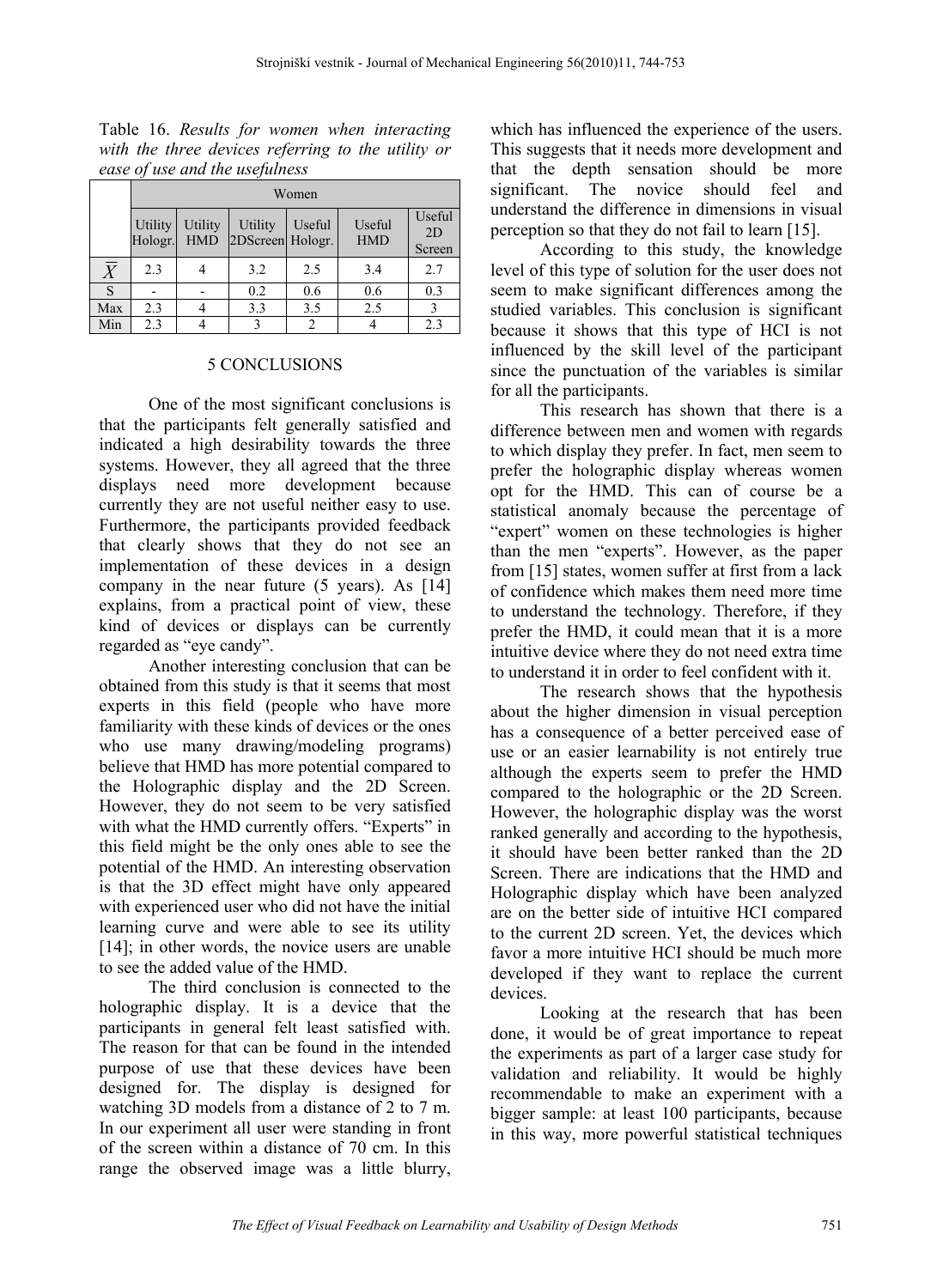Table 16. *Results for women when interacting with the three devices referring to the utility or ease of use and the usefulness*

| | Women | | | | | |
|---|---|---|---|---|---|---|
| | Utility Hologr. | Utility HMD | Utility 2DScreen | Useful Hologr. | Useful HMD | Useful 2D Screen |
| $\bar{X}$ | 2.3 | 4 | 3.2 | 2.5 | 3.4 | 2.7 |
| S | - | - | 0.2 | 0.6 | 0.6 | 0.3 |
| Max | 2.3 | 4 | 3.3 | 3.5 | 2.5 | 3 |
| Min | 2.3 | 4 | 3 | 2 | 4 | 2.3 |

## 5 CONCLUSIONS

One of the most significant conclusions is that the participants felt generally satisfied and indicated a high desirability towards the three systems. However, they all agreed that the three displays need more development because currently they are not useful neither easy to use. Furthermore, the participants provided feedback that clearly shows that they do not see an implementation of these devices in a design company in the near future (5 years). As [14] explains, from a practical point of view, these kind of devices or displays can be currently regarded as "eye candy".

Another interesting conclusion that can be obtained from this study is that it seems that most experts in this field (people who have more familiarity with these kinds of devices or the ones who use many drawing/modeling programs) believe that HMD has more potential compared to the Holographic display and the 2D Screen. However, they do not seem to be very satisfied with what the HMD currently offers. "Experts" in this field might be the only ones able to see the potential of the HMD. An interesting observation is that the 3D effect might have only appeared with experienced user who did not have the initial learning curve and were able to see its utility [14]; in other words, the novice users are unable to see the added value of the HMD.

The third conclusion is connected to the holographic display. It is a device that the participants in general felt least satisfied with. The reason for that can be found in the intended purpose of use that these devices have been designed for. The display is designed for watching 3D models from a distance of 2 to 7 m. In our experiment all user were standing in front of the screen within a distance of 70 cm. In this range the observed image was a little blurry, which has influenced the experience of the users. This suggests that it needs more development and that the depth sensation should be more significant. The novice should feel and understand the difference in dimensions in visual perception so that they do not fail to learn [15].

According to this study, the knowledge level of this type of solution for the user does not seem to make significant differences among the studied variables. This conclusion is significant because it shows that this type of HCI is not influenced by the skill level of the participant since the punctuation of the variables is similar for all the participants.

This research has shown that there is a difference between men and women with regards to which display they prefer. In fact, men seem to prefer the holographic display whereas women opt for the HMD. This can of course be a statistical anomaly because the percentage of "expert" women on these technologies is higher than the men "experts". However, as the paper from [15] states, women suffer at first from a lack of confidence which makes them need more time to understand the technology. Therefore, if they prefer the HMD, it could mean that it is a more intuitive device where they do not need extra time to understand it in order to feel confident with it.

The research shows that the hypothesis about the higher dimension in visual perception has a consequence of a better perceived ease of use or an easier learnability is not entirely true although the experts seem to prefer the HMD compared to the holographic or the 2D Screen. However, the holographic display was the worst ranked generally and according to the hypothesis, it should have been better ranked than the 2D Screen. There are indications that the HMD and Holographic display which have been analyzed are on the better side of intuitive HCI compared to the current 2D screen. Yet, the devices which favor a more intuitive HCI should be much more developed if they want to replace the current devices.

Looking at the research that has been done, it would be of great importance to repeat the experiments as part of a larger case study for validation and reliability. It would be highly recommendable to make an experiment with a bigger sample: at least 100 participants, because in this way, more powerful statistical techniques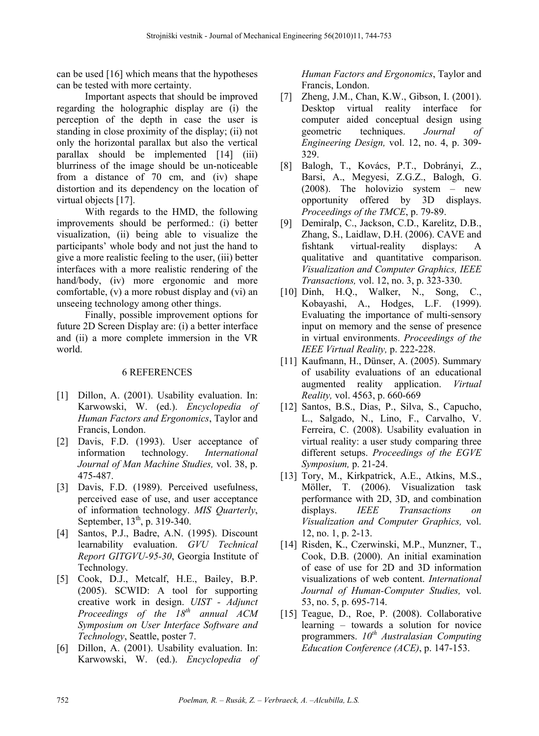can be used [16] which means that the hypotheses can be tested with more certainty.

Important aspects that should be improved regarding the holographic display are (i) the perception of the depth in case the user is standing in close proximity of the display; (ii) not only the horizontal parallax but also the vertical parallax should be implemented [14] (iii) blurriness of the image should be un-noticeable from a distance of 70 cm, and (iv) shape distortion and its dependency on the location of virtual objects [17].

With regards to the HMD, the following improvements should be performed.: (i) better visualization, (ii) being able to visualize the participants' whole body and not just the hand to give a more realistic feeling to the user, (iii) better interfaces with a more realistic rendering of the hand/body, (iv) more ergonomic and more comfortable, (v) a more robust display and (vi) an unseeing technology among other things.

Finally, possible improvement options for future 2D Screen Display are: (i) a better interface and (ii) a more complete immersion in the VR world.

## 6 REFERENCES

[1] Dillon, A. (2001). Usability evaluation. In: Karwowski, W. (ed.). *Encyclopedia of Human Factors and Ergonomics*, Taylor and Francis, London.

[2] Davis, F.D. (1993). User acceptance of information technology. *International Journal of Man Machine Studies,* vol. 38, p. 475-487.

[3] Davis, F.D. (1989). Perceived usefulness, perceived ease of use, and user acceptance of information technology. *MIS Quarterly*, September, 13th, p. 319-340.

[4] Santos, P.J., Badre, A.N. (1995). Discount learnability evaluation. *GVU Technical Report GITGVU-95-30*, Georgia Institute of Technology.

[5] Cook, D.J., Metcalf, H.E., Bailey, B.P. (2005). SCWID: A tool for supporting creative work in design. *UIST - Adjunct Proceedings of the 18th annual ACM Symposium on User Interface Software and Technology*, Seattle, poster 7.

[6] Dillon, A. (2001). Usability evaluation. In: Karwowski, W. (ed.). *Encyclopedia of Human Factors and Ergonomics*, Taylor and Francis, London.

[7] Zheng, J.M., Chan, K.W., Gibson, I. (2001). Desktop virtual reality interface for computer aided conceptual design using geometric techniques. *Journal of Engineering Design,* vol. 12, no. 4, p. 309-329.

[8] Balogh, T., Kovács, P.T., Dobrányi, Z., Barsi, A., Megyesi, Z.G.Z., Balogh, G. (2008). The holovizio system – new opportunity offered by 3D displays. *Proceedings of the TMCE*, p. 79-89.

[9] Demiralp, C., Jackson, C.D., Karelitz, D.B., Zhang, S., Laidlaw, D.H. (2006). CAVE and fishtank virtual-reality displays: A qualitative and quantitative comparison. *Visualization and Computer Graphics, IEEE Transactions,* vol. 12, no. 3, p. 323-330.

[10] Dinh, H.Q., Walker, N., Song, C., Kobayashi, A., Hodges, L.F. (1999). Evaluating the importance of multi-sensory input on memory and the sense of presence in virtual environments. *Proceedings of the IEEE Virtual Reality,* p. 222-228.

[11] Kaufmann, H., Dünser, A. (2005). Summary of usability evaluations of an educational augmented reality application. *Virtual Reality,* vol. 4563, p. 660-669

[12] Santos, B.S., Dias, P., Silva, S., Capucho, L., Salgado, N., Lino, F., Carvalho, V. Ferreira, C. (2008). Usability evaluation in virtual reality: a user study comparing three different setups. *Proceedings of the EGVE Symposium,* p. 21-24.

[13] Tory, M., Kirkpatrick, A.E., Atkins, M.S., Möller, T. (2006). Visualization task performance with 2D, 3D, and combination displays. *IEEE Transactions on Visualization and Computer Graphics,* vol. 12, no. 1, p. 2-13.

[14] Risden, K., Czerwinski, M.P., Munzner, T., Cook, D.B. (2000). An initial examination of ease of use for 2D and 3D information visualizations of web content. *International Journal of Human-Computer Studies,* vol. 53, no. 5, p. 695-714.

[15] Teague, D., Roe, P. (2008). Collaborative learning – towards a solution for novice programmers. *10th Australasian Computing Education Conference (ACE)*, p. 147-153.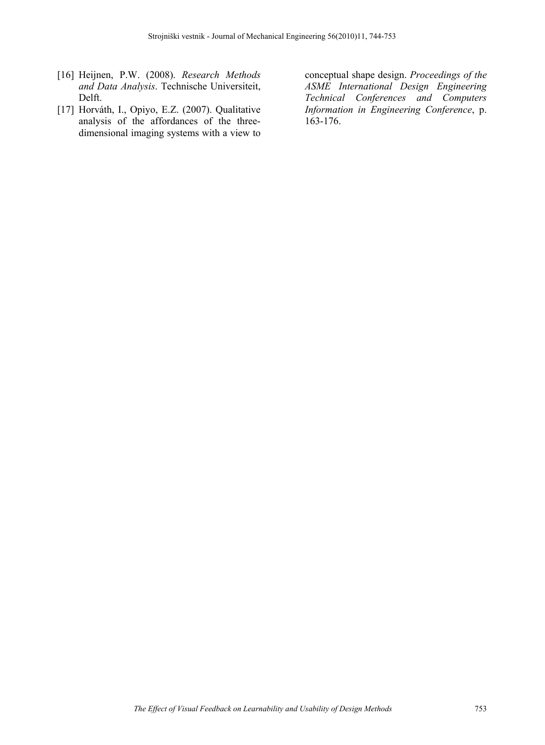[16] Heijnen, P.W. (2008). *Research Methods and Data Analysis*. Technische Universiteit, Delft.

[17] Horváth, I., Opiyo, E.Z. (2007). Qualitative analysis of the affordances of the three-dimensional imaging systems with a view to conceptual shape design. *Proceedings of the ASME International Design Engineering Technical Conferences and Computers Information in Engineering Conference*, p. 163-176.